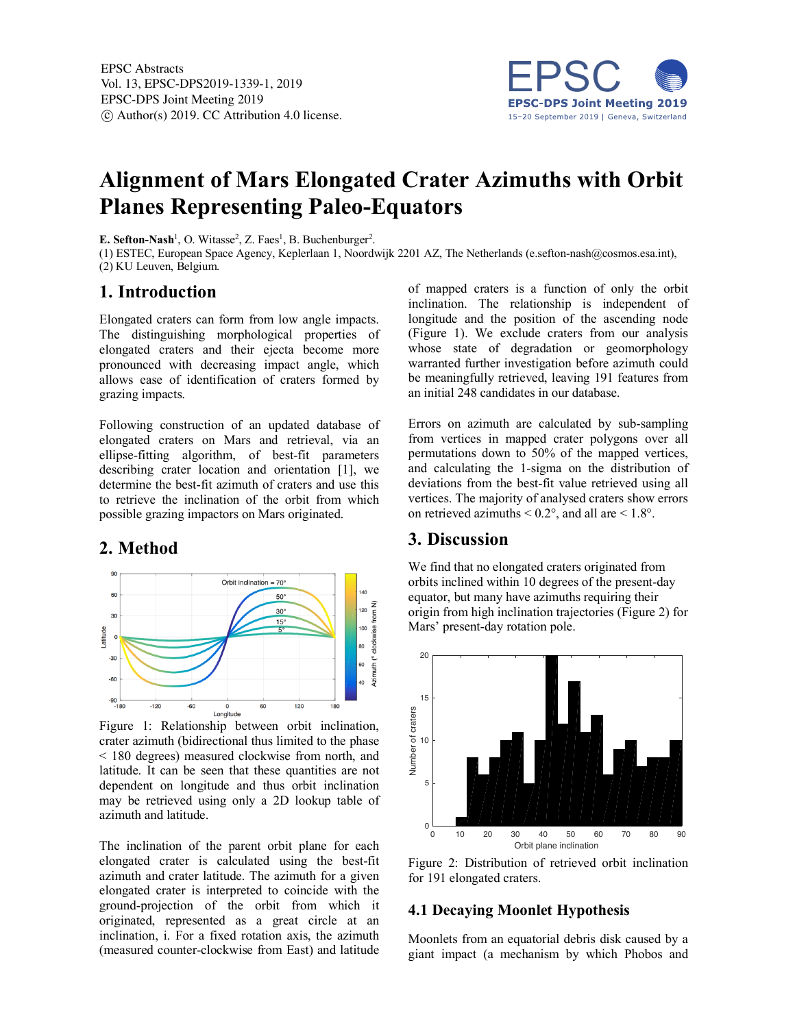# Alignment of Mars Elongated Crater Azimuths with Orbit Planes Representing Paleo-Equators

**E. Sefton-Nash**[1], O. Witasse[2], Z. Faes[1], B. Buchenburger[2].

(1) ESTEC, European Space Agency, Keplerlaan 1, Noordwijk 2201 AZ, The Netherlands (e.sefton-nash@cosmos.esa.int), (2) KU Leuven, Belgium.

## 1. Introduction

Elongated craters can form from low angle impacts. The distinguishing morphological properties of elongated craters and their ejecta become more pronounced with decreasing impact angle, which allows ease of identification of craters formed by grazing impacts.

Following construction of an updated database of elongated craters on Mars and retrieval, via an ellipse-fitting algorithm, of best-fit parameters describing crater location and orientation [1], we determine the best-fit azimuth of craters and use this to retrieve the inclination of the orbit from which possible grazing impactors on Mars originated.

## 2. Method

Figure 1: Relationship between orbit inclination, crater azimuth (bidirectional thus limited to the phase < 180 degrees) measured clockwise from north, and latitude. It can be seen that these quantities are not dependent on longitude and thus orbit inclination may be retrieved using only a 2D lookup table of azimuth and latitude.

The inclination of the parent orbit plane for each elongated crater is calculated using the best-fit azimuth and crater latitude. The azimuth for a given elongated crater is interpreted to coincide with the ground-projection of the orbit from which it originated, represented as a great circle at an inclination, i. For a fixed rotation axis, the azimuth (measured counter-clockwise from East) and latitude of mapped craters is a function of only the orbit inclination. The relationship is independent of longitude and the position of the ascending node (Figure 1). We exclude craters from our analysis whose state of degradation or geomorphology warranted further investigation before azimuth could be meaningfully retrieved, leaving 191 features from an initial 248 candidates in our database.

Errors on azimuth are calculated by sub-sampling from vertices in mapped crater polygons over all permutations down to 50% of the mapped vertices, and calculating the 1-sigma on the distribution of deviations from the best-fit value retrieved using all vertices. The majority of analysed craters show errors on retrieved azimuths < 0.2°, and all are < 1.8°.

## 3. Discussion

We find that no elongated craters originated from orbits inclined within 10 degrees of the present-day equator, but many have azimuths requiring their origin from high inclination trajectories (Figure 2) for Mars' present-day rotation pole.

Figure 2: Distribution of retrieved orbit inclination for 191 elongated craters.

### 4.1 Decaying Moonlet Hypothesis

Moonlets from an equatorial debris disk caused by a giant impact (a mechanism by which Phobos and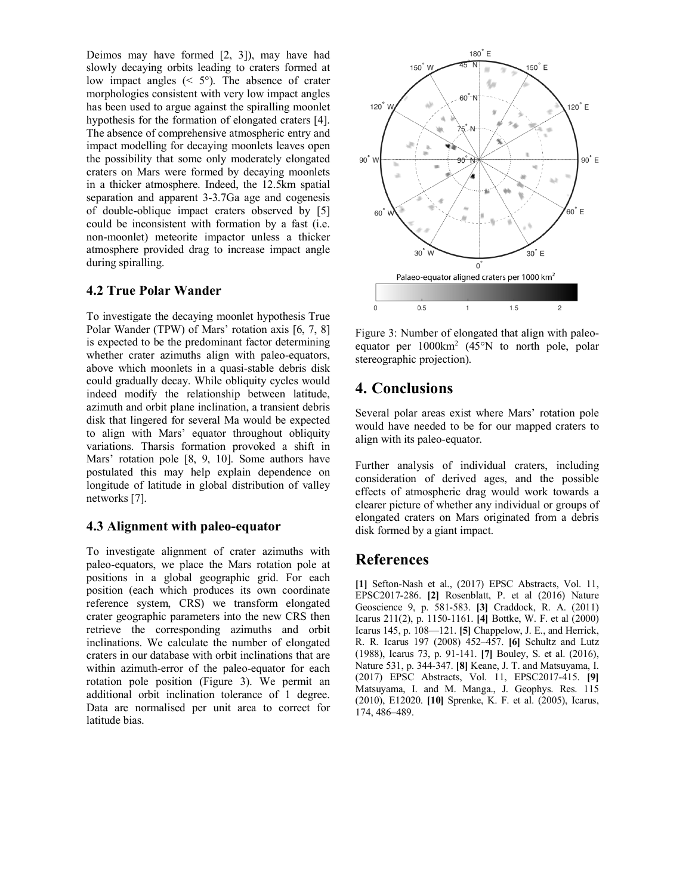Deimos may have formed [2, 3]), may have had slowly decaying orbits leading to craters formed at low impact angles (< 5°). The absence of crater morphologies consistent with very low impact angles has been used to argue against the spiralling moonlet hypothesis for the formation of elongated craters [4]. The absence of comprehensive atmospheric entry and impact modelling for decaying moonlets leaves open the possibility that some only moderately elongated craters on Mars were formed by decaying moonlets in a thicker atmosphere. Indeed, the 12.5km spatial separation and apparent 3-3.7Ga age and cogenesis of double-oblique impact craters observed by [5] could be inconsistent with formation by a fast (i.e. non-moonlet) meteorite impactor unless a thicker atmosphere provided drag to increase impact angle during spiralling.

### 4.2 True Polar Wander

To investigate the decaying moonlet hypothesis True Polar Wander (TPW) of Mars' rotation axis [6, 7, 8] is expected to be the predominant factor determining whether crater azimuths align with paleo-equators, above which moonlets in a quasi-stable debris disk could gradually decay. While obliquity cycles would indeed modify the relationship between latitude, azimuth and orbit plane inclination, a transient debris disk that lingered for several Ma would be expected to align with Mars' equator throughout obliquity variations. Tharsis formation provoked a shift in Mars' rotation pole [8, 9, 10]. Some authors have postulated this may help explain dependence on longitude of latitude in global distribution of valley networks [7].

### 4.3 Alignment with paleo-equator

To investigate alignment of crater azimuths with paleo-equators, we place the Mars rotation pole at positions in a global geographic grid. For each position (each which produces its own coordinate reference system, CRS) we transform elongated crater geographic parameters into the new CRS then retrieve the corresponding azimuths and orbit inclinations. We calculate the number of elongated craters in our database with orbit inclinations that are within azimuth-error of the paleo-equator for each rotation pole position (Figure 3). We permit an additional orbit inclination tolerance of 1 degree. Data are normalised per unit area to correct for latitude bias.

180° E
150° W
150° E
45° N
60° N
120° W
120° E
75° N
90° W
90° N
90° E
60° W
60° E
30° W
30° E
0°
Palaeo-equator aligned craters per 1000 km²
0
0.5
1
1.5
2

Figure 3: Number of elongated that align with paleo-equator per $1000 km^2$ (45°N to north pole, polar stereographic projection).

## 4. Conclusions

Several polar areas exist where Mars' rotation pole would have needed to be for our mapped craters to align with its paleo-equator.

Further analysis of individual craters, including consideration of derived ages, and the possible effects of atmospheric drag would work towards a clearer picture of whether any individual or groups of elongated craters on Mars originated from a debris disk formed by a giant impact.

## References

**[1]** Sefton-Nash et al., (2017) EPSC Abstracts, Vol. 11, EPSC2017-286. **[2]** Rosenblatt, P. et al (2016) Nature Geoscience 9, p. 581-583. **[3]** Craddock, R. A. (2011) Icarus 211(2), p. 1150-1161. **[4]** Bottke, W. F. et al (2000) Icarus 145, p. 108—121. **[5]** Chappelow, J. E., and Herrick, R. R. Icarus 197 (2008) 452–457. **[6]** Schultz and Lutz (1988), Icarus 73, p. 91-141. **[7]** Bouley, S. et al. (2016), Nature 531, p. 344-347. **[8]** Keane, J. T. and Matsuyama, I. (2017) EPSC Abstracts, Vol. 11, EPSC2017-415. **[9]** Matsuyama, I. and M. Manga., J. Geophys. Res. 115 (2010), E12020. **[10]** Sprenke, K. F. et al. (2005), Icarus, 174, 486–489.